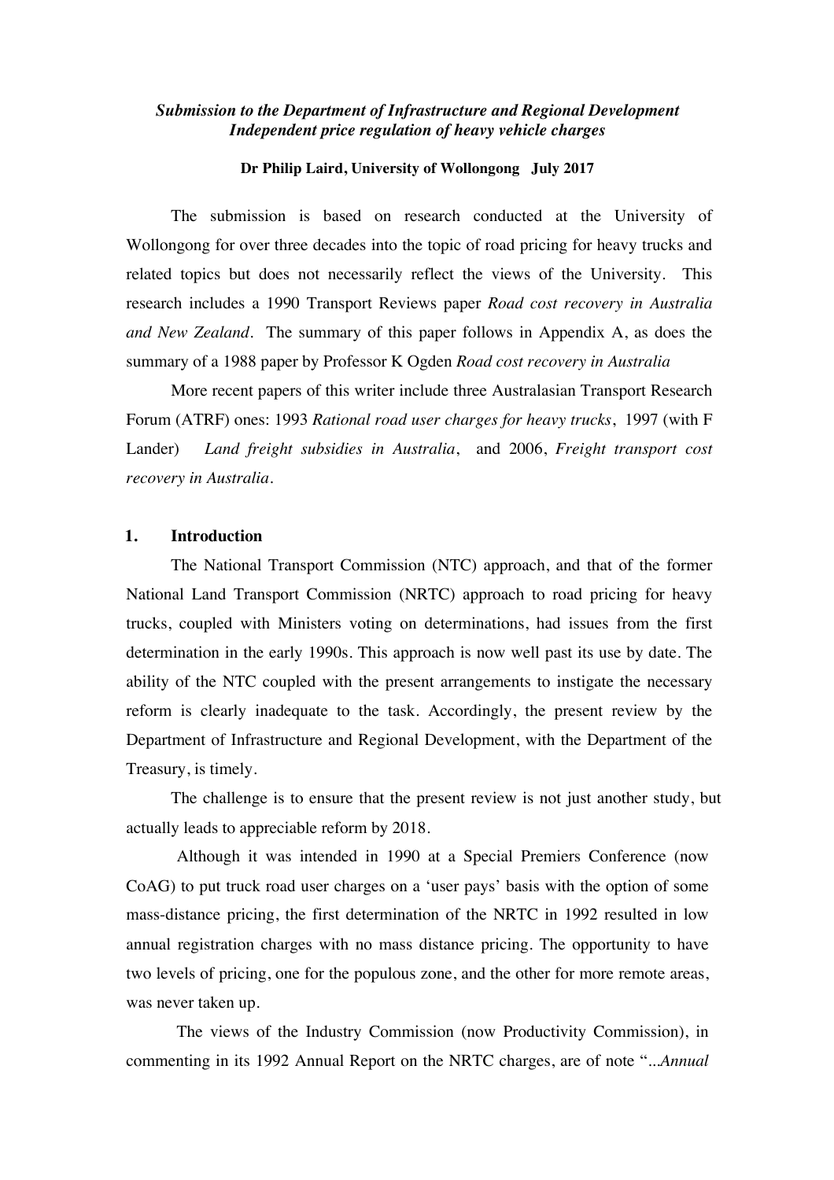***Submission to the Department of Infrastructure and Regional Development Independent price regulation of heavy vehicle charges***

**Dr Philip Laird, University of Wollongong July 2017**

The submission is based on research conducted at the University of Wollongong for over three decades into the topic of road pricing for heavy trucks and related topics but does not necessarily reflect the views of the University. This research includes a 1990 Transport Reviews paper *Road cost recovery in Australia and New Zealand*. The summary of this paper follows in Appendix A, as does the summary of a 1988 paper by Professor K Ogden *Road cost recovery in Australia*

More recent papers of this writer include three Australasian Transport Research Forum (ATRF) ones: 1993 *Rational road user charges for heavy trucks*, 1997 (with F Lander) *Land freight subsidies in Australia*, and 2006, *Freight transport cost recovery in Australia*.

## 1. Introduction

The National Transport Commission (NTC) approach, and that of the former National Land Transport Commission (NRTC) approach to road pricing for heavy trucks, coupled with Ministers voting on determinations, had issues from the first determination in the early 1990s. This approach is now well past its use by date. The ability of the NTC coupled with the present arrangements to instigate the necessary reform is clearly inadequate to the task. Accordingly, the present review by the Department of Infrastructure and Regional Development, with the Department of the Treasury, is timely.

The challenge is to ensure that the present review is not just another study, but actually leads to appreciable reform by 2018.

Although it was intended in 1990 at a Special Premiers Conference (now CoAG) to put truck road user charges on a 'user pays' basis with the option of some mass-distance pricing, the first determination of the NRTC in 1992 resulted in low annual registration charges with no mass distance pricing. The opportunity to have two levels of pricing, one for the populous zone, and the other for more remote areas, was never taken up.

The views of the Industry Commission (now Productivity Commission), in commenting in its 1992 Annual Report on the NRTC charges, are of note "...*Annual*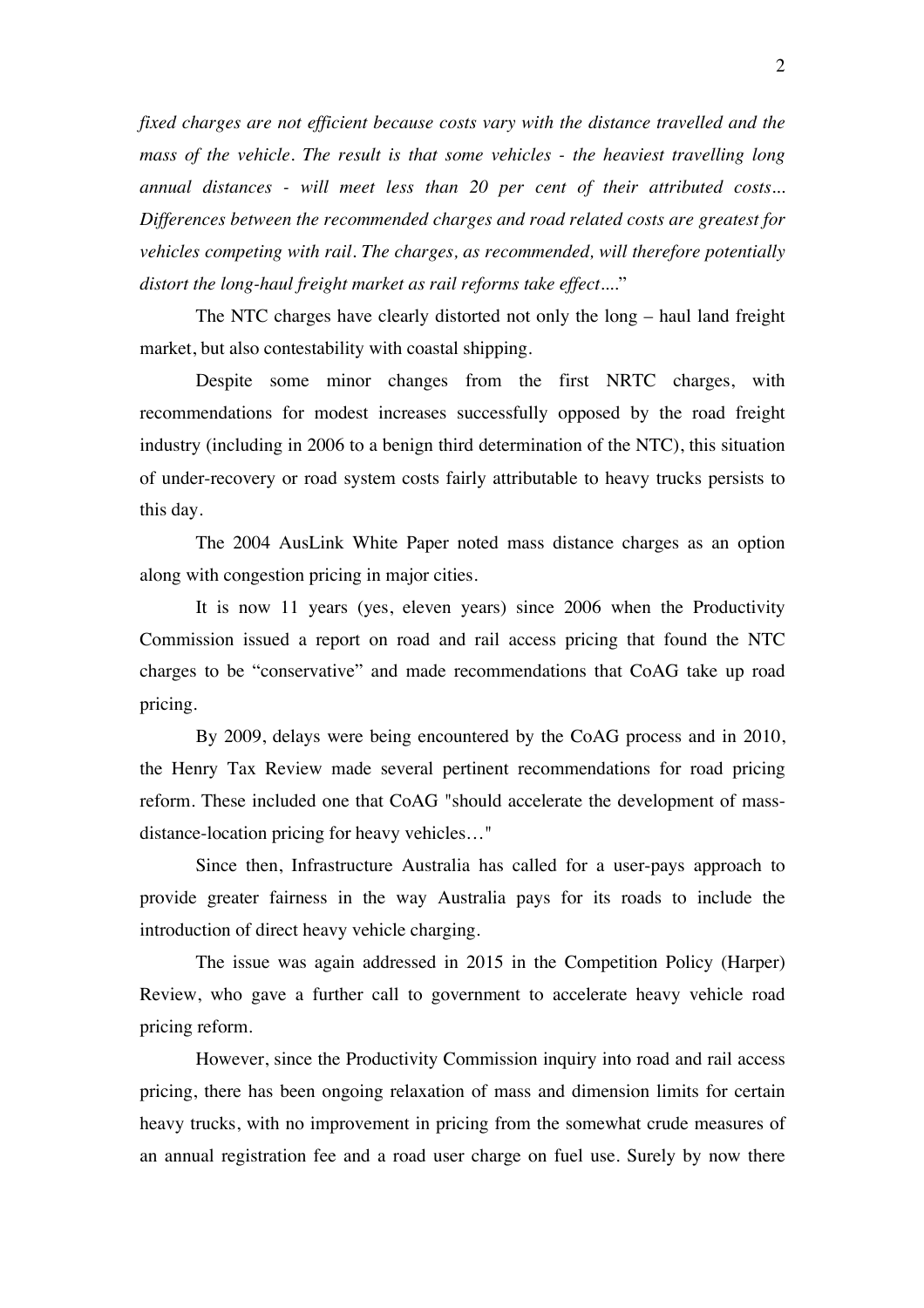*fixed charges are not efficient because costs vary with the distance travelled and the mass of the vehicle. The result is that some vehicles - the heaviest travelling long annual distances - will meet less than 20 per cent of their attributed costs... Differences between the recommended charges and road related costs are greatest for vehicles competing with rail. The charges, as recommended, will therefore potentially distort the long-haul freight market as rail reforms take effect*...."

The NTC charges have clearly distorted not only the long – haul land freight market, but also contestability with coastal shipping.

Despite some minor changes from the first NRTC charges, with recommendations for modest increases successfully opposed by the road freight industry (including in 2006 to a benign third determination of the NTC), this situation of under-recovery or road system costs fairly attributable to heavy trucks persists to this day.

The 2004 AusLink White Paper noted mass distance charges as an option along with congestion pricing in major cities.

It is now 11 years (yes, eleven years) since 2006 when the Productivity Commission issued a report on road and rail access pricing that found the NTC charges to be "conservative" and made recommendations that CoAG take up road pricing.

By 2009, delays were being encountered by the CoAG process and in 2010, the Henry Tax Review made several pertinent recommendations for road pricing reform. These included one that CoAG "should accelerate the development of mass-distance-location pricing for heavy vehicles…"

Since then, Infrastructure Australia has called for a user-pays approach to provide greater fairness in the way Australia pays for its roads to include the introduction of direct heavy vehicle charging.

The issue was again addressed in 2015 in the Competition Policy (Harper) Review, who gave a further call to government to accelerate heavy vehicle road pricing reform.

However, since the Productivity Commission inquiry into road and rail access pricing, there has been ongoing relaxation of mass and dimension limits for certain heavy trucks, with no improvement in pricing from the somewhat crude measures of an annual registration fee and a road user charge on fuel use. Surely by now there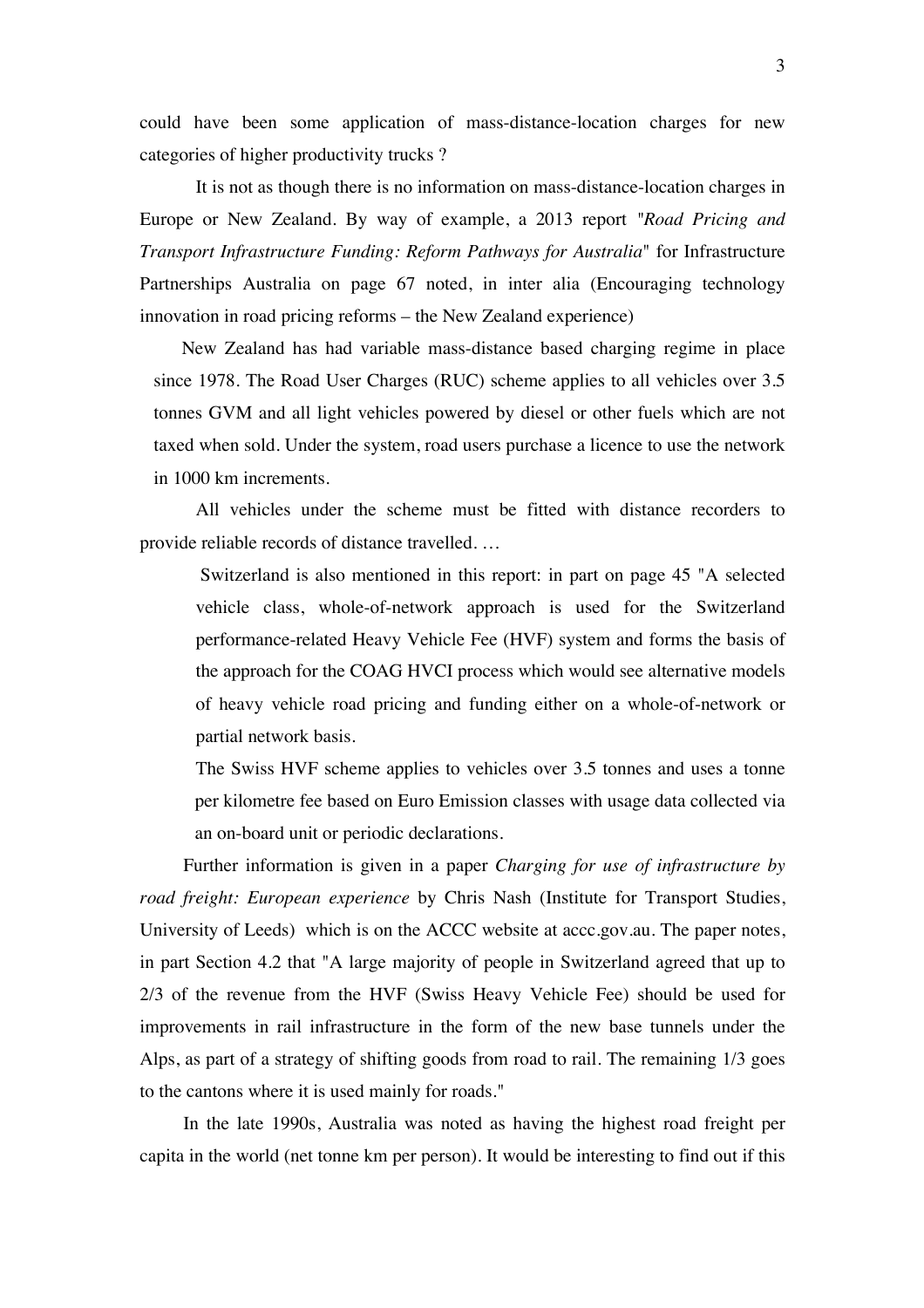could have been some application of mass-distance-location charges for new categories of higher productivity trucks ?

It is not as though there is no information on mass-distance-location charges in Europe or New Zealand. By way of example, a 2013 report "*Road Pricing and Transport Infrastructure Funding: Reform Pathways for Australia*" for Infrastructure Partnerships Australia on page 67 noted, in inter alia (Encouraging technology innovation in road pricing reforms – the New Zealand experience)

> New Zealand has had variable mass-distance based charging regime in place since 1978. The Road User Charges (RUC) scheme applies to all vehicles over 3.5 tonnes GVM and all light vehicles powered by diesel or other fuels which are not taxed when sold. Under the system, road users purchase a licence to use the network in 1000 km increments.

All vehicles under the scheme must be fitted with distance recorders to provide reliable records of distance travelled. …

> Switzerland is also mentioned in this report: in part on page 45 "A selected vehicle class, whole-of-network approach is used for the Switzerland performance-related Heavy Vehicle Fee (HVF) system and forms the basis of the approach for the COAG HVCI process which would see alternative models of heavy vehicle road pricing and funding either on a whole-of-network or partial network basis.
>
> The Swiss HVF scheme applies to vehicles over 3.5 tonnes and uses a tonne per kilometre fee based on Euro Emission classes with usage data collected via an on-board unit or periodic declarations.

Further information is given in a paper *Charging for use of infrastructure by road freight: European experience* by Chris Nash (Institute for Transport Studies, University of Leeds) which is on the ACCC website at accc.gov.au. The paper notes, in part Section 4.2 that "A large majority of people in Switzerland agreed that up to 2/3 of the revenue from the HVF (Swiss Heavy Vehicle Fee) should be used for improvements in rail infrastructure in the form of the new base tunnels under the Alps, as part of a strategy of shifting goods from road to rail. The remaining 1/3 goes to the cantons where it is used mainly for roads."

In the late 1990s, Australia was noted as having the highest road freight per capita in the world (net tonne km per person). It would be interesting to find out if this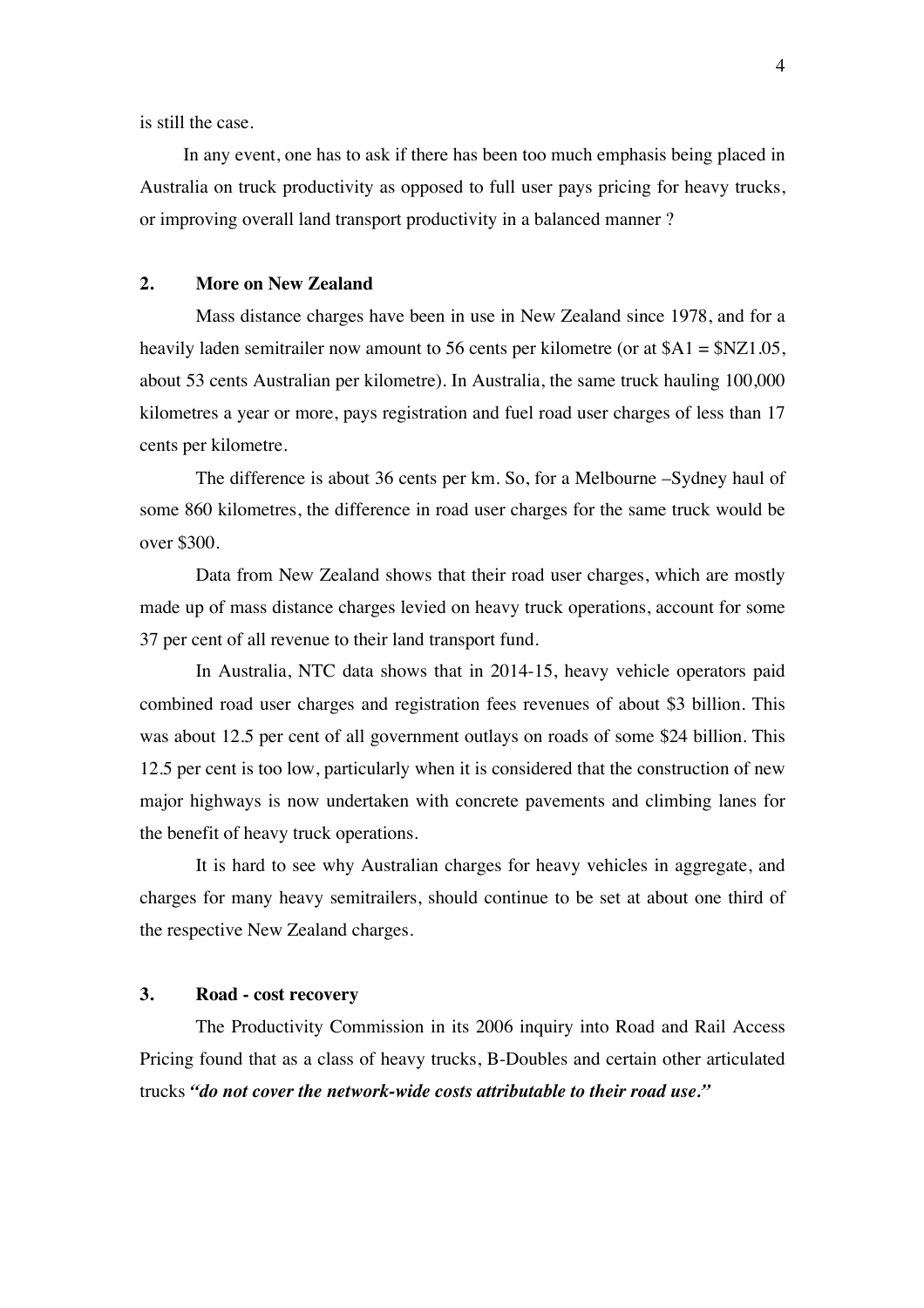is still the case.

In any event, one has to ask if there has been too much emphasis being placed in Australia on truck productivity as opposed to full user pays pricing for heavy trucks, or improving overall land transport productivity in a balanced manner ?

## 2. More on New Zealand

Mass distance charges have been in use in New Zealand since 1978, and for a heavily laden semitrailer now amount to 56 cents per kilometre (or at $A1 = $NZ1.05, about 53 cents Australian per kilometre). In Australia, the same truck hauling 100,000 kilometres a year or more, pays registration and fuel road user charges of less than 17 cents per kilometre.

The difference is about 36 cents per km. So, for a Melbourne –Sydney haul of some 860 kilometres, the difference in road user charges for the same truck would be over $300.

Data from New Zealand shows that their road user charges, which are mostly made up of mass distance charges levied on heavy truck operations, account for some 37 per cent of all revenue to their land transport fund.

In Australia, NTC data shows that in 2014-15, heavy vehicle operators paid combined road user charges and registration fees revenues of about $3 billion. This was about 12.5 per cent of all government outlays on roads of some $24 billion. This 12.5 per cent is too low, particularly when it is considered that the construction of new major highways is now undertaken with concrete pavements and climbing lanes for the benefit of heavy truck operations.

It is hard to see why Australian charges for heavy vehicles in aggregate, and charges for many heavy semitrailers, should continue to be set at about one third of the respective New Zealand charges.

## 3. Road - cost recovery

The Productivity Commission in its 2006 inquiry into Road and Rail Access Pricing found that as a class of heavy trucks, B-Doubles and certain other articulated trucks ***"do not cover the network-wide costs attributable to their road use."***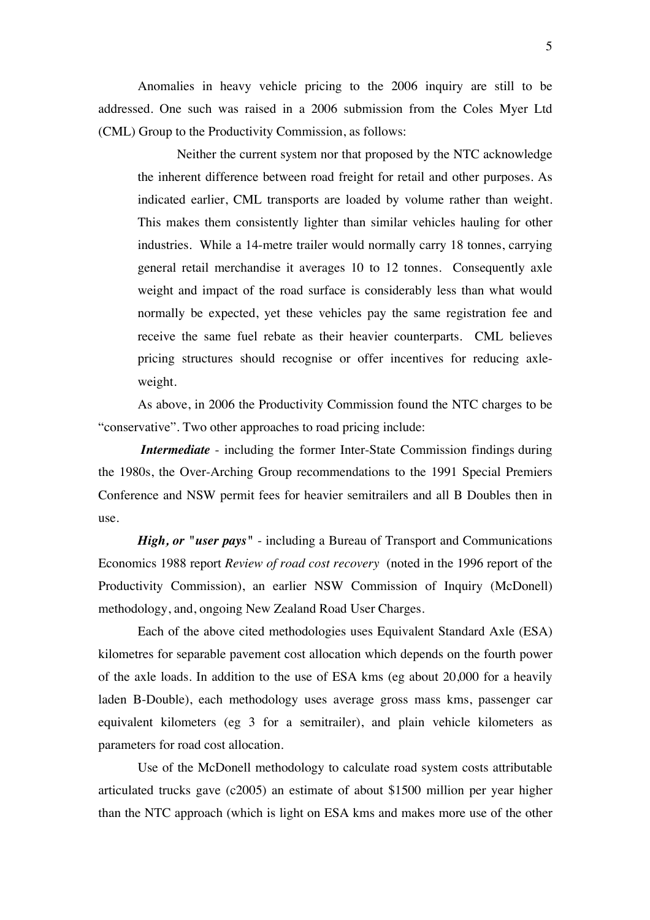Anomalies in heavy vehicle pricing to the 2006 inquiry are still to be addressed. One such was raised in a 2006 submission from the Coles Myer Ltd (CML) Group to the Productivity Commission, as follows:

> Neither the current system nor that proposed by the NTC acknowledge the inherent difference between road freight for retail and other purposes. As indicated earlier, CML transports are loaded by volume rather than weight. This makes them consistently lighter than similar vehicles hauling for other industries. While a 14-metre trailer would normally carry 18 tonnes, carrying general retail merchandise it averages 10 to 12 tonnes. Consequently axle weight and impact of the road surface is considerably less than what would normally be expected, yet these vehicles pay the same registration fee and receive the same fuel rebate as their heavier counterparts. CML believes pricing structures should recognise or offer incentives for reducing axle-weight.

As above, in 2006 the Productivity Commission found the NTC charges to be "conservative". Two other approaches to road pricing include:

***Intermediate*** - including the former Inter-State Commission findings during the 1980s, the Over-Arching Group recommendations to the 1991 Special Premiers Conference and NSW permit fees for heavier semitrailers and all B Doubles then in use.

***High, or "user pays"*** - including a Bureau of Transport and Communications Economics 1988 report *Review of road cost recovery* (noted in the 1996 report of the Productivity Commission), an earlier NSW Commission of Inquiry (McDonell) methodology, and, ongoing New Zealand Road User Charges.

Each of the above cited methodologies uses Equivalent Standard Axle (ESA) kilometres for separable pavement cost allocation which depends on the fourth power of the axle loads. In addition to the use of ESA kms (eg about 20,000 for a heavily laden B-Double), each methodology uses average gross mass kms, passenger car equivalent kilometers (eg 3 for a semitrailer), and plain vehicle kilometers as parameters for road cost allocation.

Use of the McDonell methodology to calculate road system costs attributable articulated trucks gave (c2005) an estimate of about $1500 million per year higher than the NTC approach (which is light on ESA kms and makes more use of the other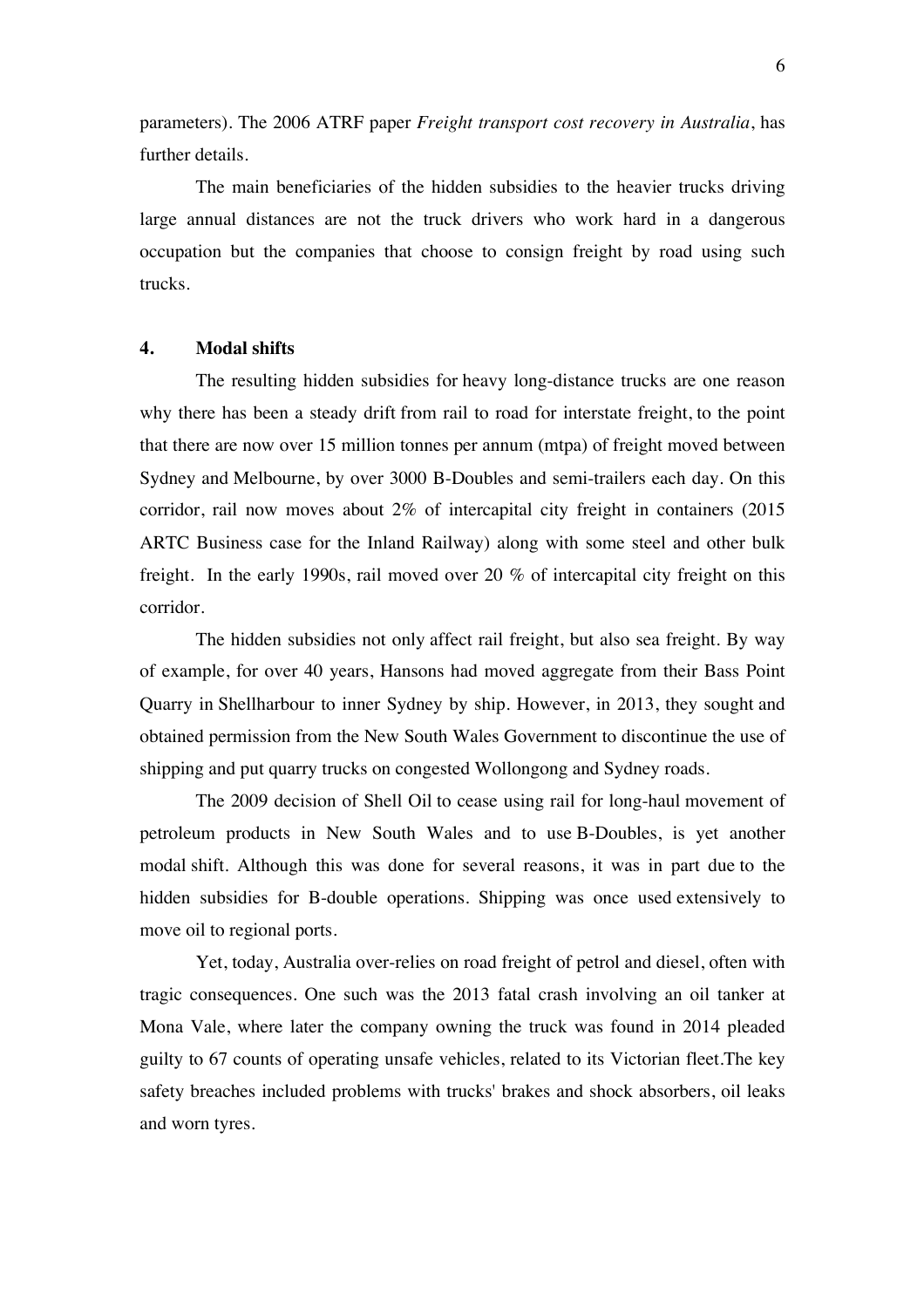parameters). The 2006 ATRF paper *Freight transport cost recovery in Australia*, has further details.

The main beneficiaries of the hidden subsidies to the heavier trucks driving large annual distances are not the truck drivers who work hard in a dangerous occupation but the companies that choose to consign freight by road using such trucks.

## 4. Modal shifts

The resulting hidden subsidies for heavy long-distance trucks are one reason why there has been a steady drift from rail to road for interstate freight, to the point that there are now over 15 million tonnes per annum (mtpa) of freight moved between Sydney and Melbourne, by over 3000 B-Doubles and semi-trailers each day. On this corridor, rail now moves about 2% of intercapital city freight in containers (2015 ARTC Business case for the Inland Railway) along with some steel and other bulk freight. In the early 1990s, rail moved over 20 % of intercapital city freight on this corridor.

The hidden subsidies not only affect rail freight, but also sea freight. By way of example, for over 40 years, Hansons had moved aggregate from their Bass Point Quarry in Shellharbour to inner Sydney by ship. However, in 2013, they sought and obtained permission from the New South Wales Government to discontinue the use of shipping and put quarry trucks on congested Wollongong and Sydney roads.

The 2009 decision of Shell Oil to cease using rail for long-haul movement of petroleum products in New South Wales and to use B-Doubles, is yet another modal shift. Although this was done for several reasons, it was in part due to the hidden subsidies for B-double operations. Shipping was once used extensively to move oil to regional ports.

Yet, today, Australia over-relies on road freight of petrol and diesel, often with tragic consequences. One such was the 2013 fatal crash involving an oil tanker at Mona Vale, where later the company owning the truck was found in 2014 pleaded guilty to 67 counts of operating unsafe vehicles, related to its Victorian fleet.The key safety breaches included problems with trucks' brakes and shock absorbers, oil leaks and worn tyres.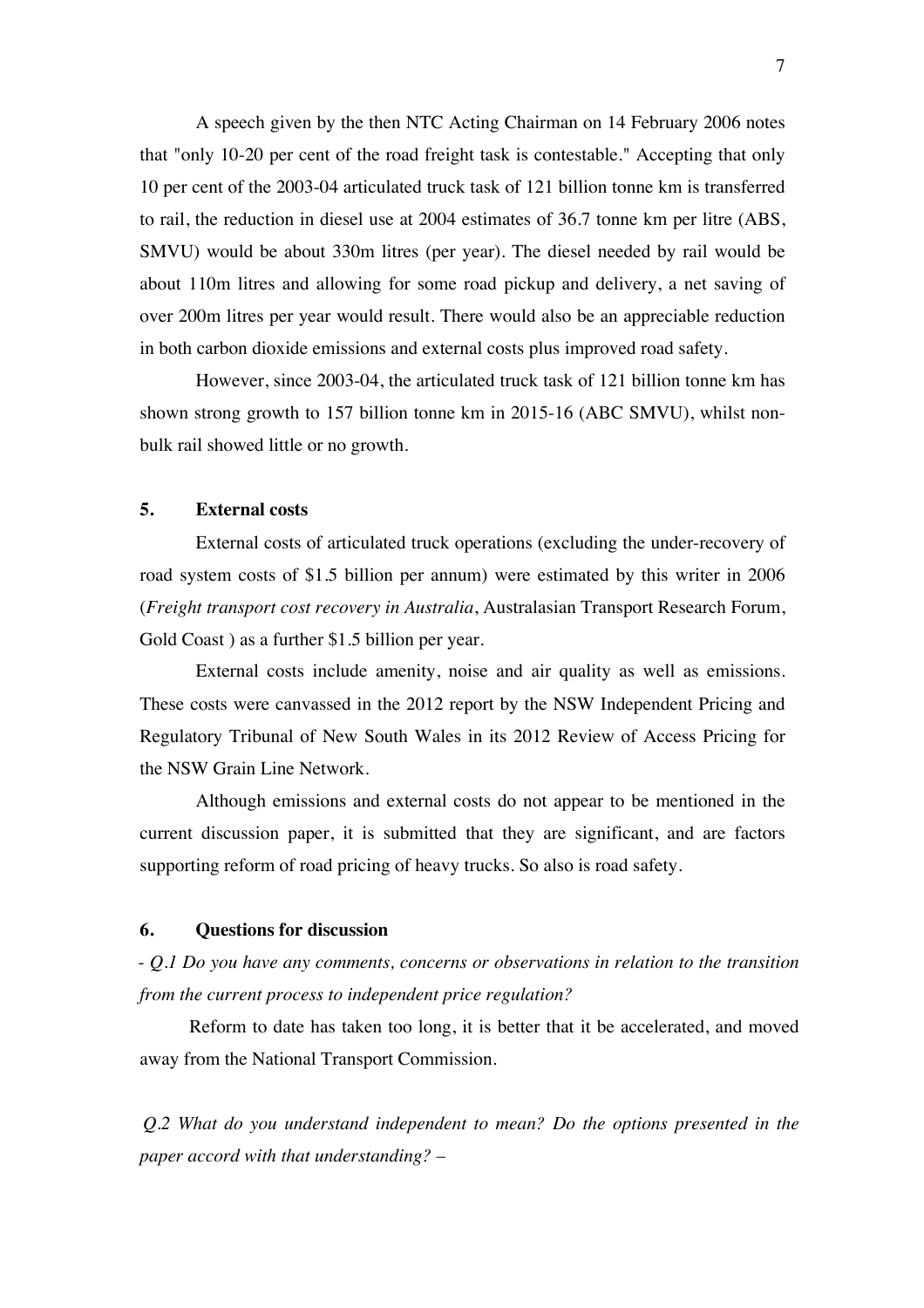A speech given by the then NTC Acting Chairman on 14 February 2006 notes that "only 10-20 per cent of the road freight task is contestable." Accepting that only 10 per cent of the 2003-04 articulated truck task of 121 billion tonne km is transferred to rail, the reduction in diesel use at 2004 estimates of 36.7 tonne km per litre (ABS, SMVU) would be about 330m litres (per year). The diesel needed by rail would be about 110m litres and allowing for some road pickup and delivery, a net saving of over 200m litres per year would result. There would also be an appreciable reduction in both carbon dioxide emissions and external costs plus improved road safety.

However, since 2003-04, the articulated truck task of 121 billion tonne km has shown strong growth to 157 billion tonne km in 2015-16 (ABC SMVU), whilst non-bulk rail showed little or no growth.

## 5. External costs

External costs of articulated truck operations (excluding the under-recovery of road system costs of $1.5 billion per annum) were estimated by this writer in 2006 (*Freight transport cost recovery in Australia*, Australasian Transport Research Forum, Gold Coast ) as a further $1.5 billion per year.

External costs include amenity, noise and air quality as well as emissions. These costs were canvassed in the 2012 report by the NSW Independent Pricing and Regulatory Tribunal of New South Wales in its 2012 Review of Access Pricing for the NSW Grain Line Network.

Although emissions and external costs do not appear to be mentioned in the current discussion paper, it is submitted that they are significant, and are factors supporting reform of road pricing of heavy trucks. So also is road safety.

## 6. Questions for discussion

*- Q.1 Do you have any comments, concerns or observations in relation to the transition from the current process to independent price regulation?*

Reform to date has taken too long, it is better that it be accelerated, and moved away from the National Transport Commission.

*Q.2 What do you understand independent to mean? Do the options presented in the paper accord with that understanding? –*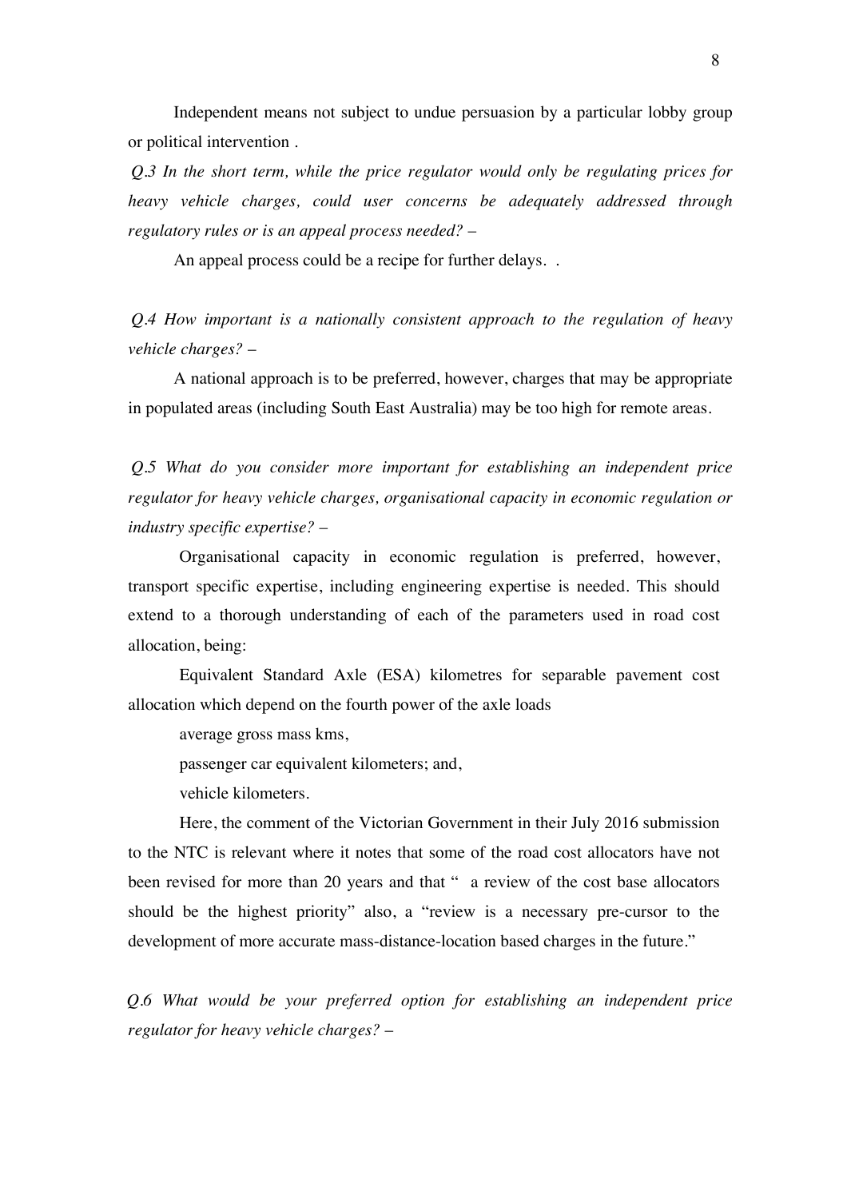Independent means not subject to undue persuasion by a particular lobby group or political intervention .

*Q.3 In the short term, while the price regulator would only be regulating prices for heavy vehicle charges, could user concerns be adequately addressed through regulatory rules or is an appeal process needed? –*

An appeal process could be a recipe for further delays. .

*Q.4 How important is a nationally consistent approach to the regulation of heavy vehicle charges? –*

A national approach is to be preferred, however, charges that may be appropriate in populated areas (including South East Australia) may be too high for remote areas.

*Q.5 What do you consider more important for establishing an independent price regulator for heavy vehicle charges, organisational capacity in economic regulation or industry specific expertise? –*

Organisational capacity in economic regulation is preferred, however, transport specific expertise, including engineering expertise is needed. This should extend to a thorough understanding of each of the parameters used in road cost allocation, being:

Equivalent Standard Axle (ESA) kilometres for separable pavement cost allocation which depend on the fourth power of the axle loads

average gross mass kms,

passenger car equivalent kilometers; and,

vehicle kilometers.

Here, the comment of the Victorian Government in their July 2016 submission to the NTC is relevant where it notes that some of the road cost allocators have not been revised for more than 20 years and that " a review of the cost base allocators should be the highest priority" also, a "review is a necessary pre-cursor to the development of more accurate mass-distance-location based charges in the future."

*Q.6 What would be your preferred option for establishing an independent price regulator for heavy vehicle charges? –*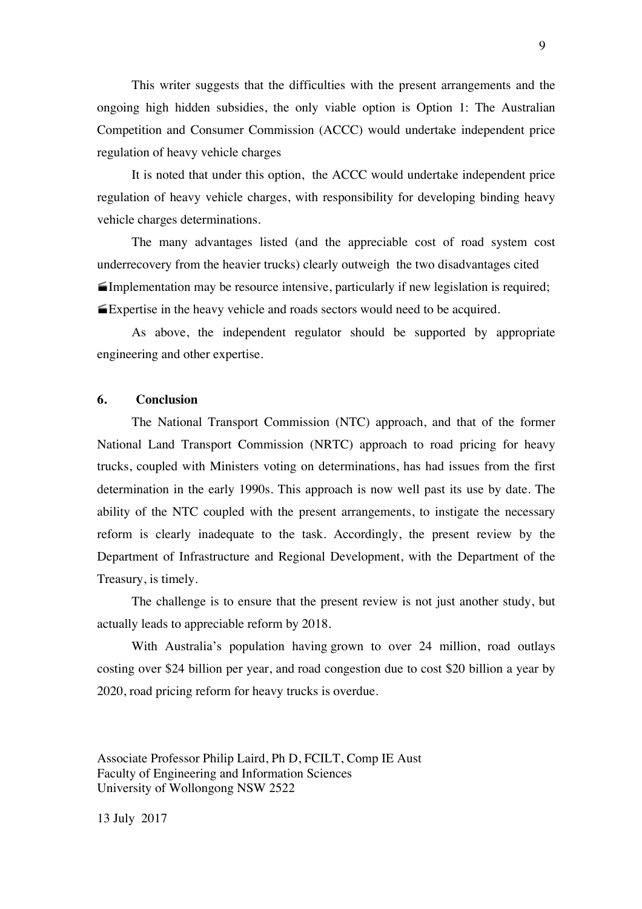This writer suggests that the difficulties with the present arrangements and the ongoing high hidden subsidies, the only viable option is Option 1: The Australian Competition and Consumer Commission (ACCC) would undertake independent price regulation of heavy vehicle charges

It is noted that under this option, the ACCC would undertake independent price regulation of heavy vehicle charges, with responsibility for developing binding heavy vehicle charges determinations.

The many advantages listed (and the appreciable cost of road system cost underrecovery from the heavier trucks) clearly outweigh the two disadvantages cited

- Implementation may be resource intensive, particularly if new legislation is required;
- Expertise in the heavy vehicle and roads sectors would need to be acquired.

As above, the independent regulator should be supported by appropriate engineering and other expertise.

## 6. Conclusion

The National Transport Commission (NTC) approach, and that of the former National Land Transport Commission (NRTC) approach to road pricing for heavy trucks, coupled with Ministers voting on determinations, has had issues from the first determination in the early 1990s. This approach is now well past its use by date. The ability of the NTC coupled with the present arrangements, to instigate the necessary reform is clearly inadequate to the task. Accordingly, the present review by the Department of Infrastructure and Regional Development, with the Department of the Treasury, is timely.

The challenge is to ensure that the present review is not just another study, but actually leads to appreciable reform by 2018.

With Australia's population having grown to over 24 million, road outlays costing over $24 billion per year, and road congestion due to cost $20 billion a year by 2020, road pricing reform for heavy trucks is overdue.

Associate Professor Philip Laird, Ph D, FCILT, Comp IE Aust
Faculty of Engineering and Information Sciences
University of Wollongong NSW 2522

13 July 2017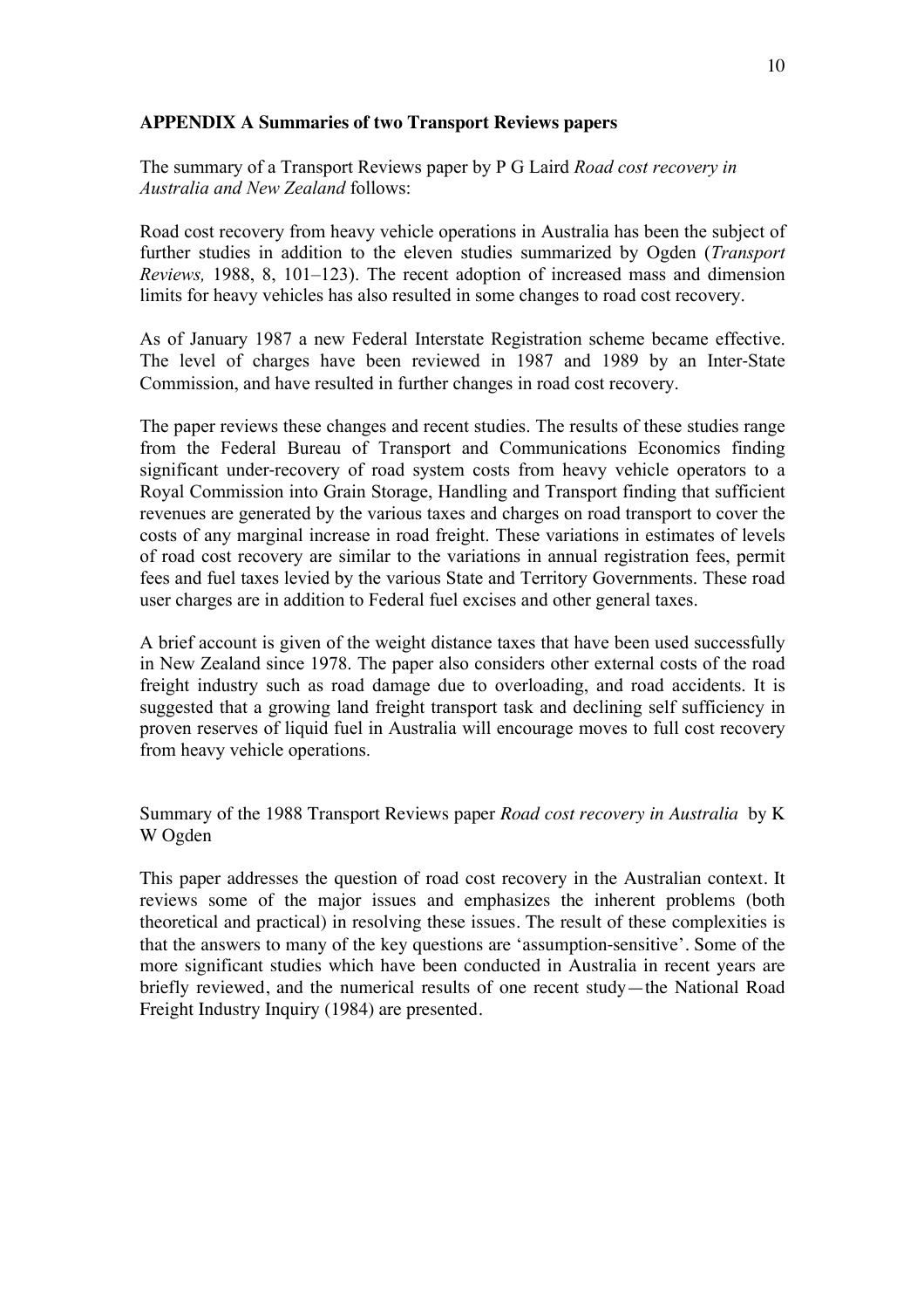**APPENDIX A Summaries of two Transport Reviews papers**

The summary of a Transport Reviews paper by P G Laird *Road cost recovery in Australia and New Zealand* follows:

Road cost recovery from heavy vehicle operations in Australia has been the subject of further studies in addition to the eleven studies summarized by Ogden (*Transport Reviews,* 1988, 8, 101–123). The recent adoption of increased mass and dimension limits for heavy vehicles has also resulted in some changes to road cost recovery.

As of January 1987 a new Federal Interstate Registration scheme became effective. The level of charges have been reviewed in 1987 and 1989 by an Inter-State Commission, and have resulted in further changes in road cost recovery.

The paper reviews these changes and recent studies. The results of these studies range from the Federal Bureau of Transport and Communications Economics finding significant under-recovery of road system costs from heavy vehicle operators to a Royal Commission into Grain Storage, Handling and Transport finding that sufficient revenues are generated by the various taxes and charges on road transport to cover the costs of any marginal increase in road freight. These variations in estimates of levels of road cost recovery are similar to the variations in annual registration fees, permit fees and fuel taxes levied by the various State and Territory Governments. These road user charges are in addition to Federal fuel excises and other general taxes.

A brief account is given of the weight distance taxes that have been used successfully in New Zealand since 1978. The paper also considers other external costs of the road freight industry such as road damage due to overloading, and road accidents. It is suggested that a growing land freight transport task and declining self sufficiency in proven reserves of liquid fuel in Australia will encourage moves to full cost recovery from heavy vehicle operations.

Summary of the 1988 Transport Reviews paper *Road cost recovery in Australia* by K W Ogden

This paper addresses the question of road cost recovery in the Australian context. It reviews some of the major issues and emphasizes the inherent problems (both theoretical and practical) in resolving these issues. The result of these complexities is that the answers to many of the key questions are 'assumption-sensitive'. Some of the more significant studies which have been conducted in Australia in recent years are briefly reviewed, and the numerical results of one recent study—the National Road Freight Industry Inquiry (1984) are presented.